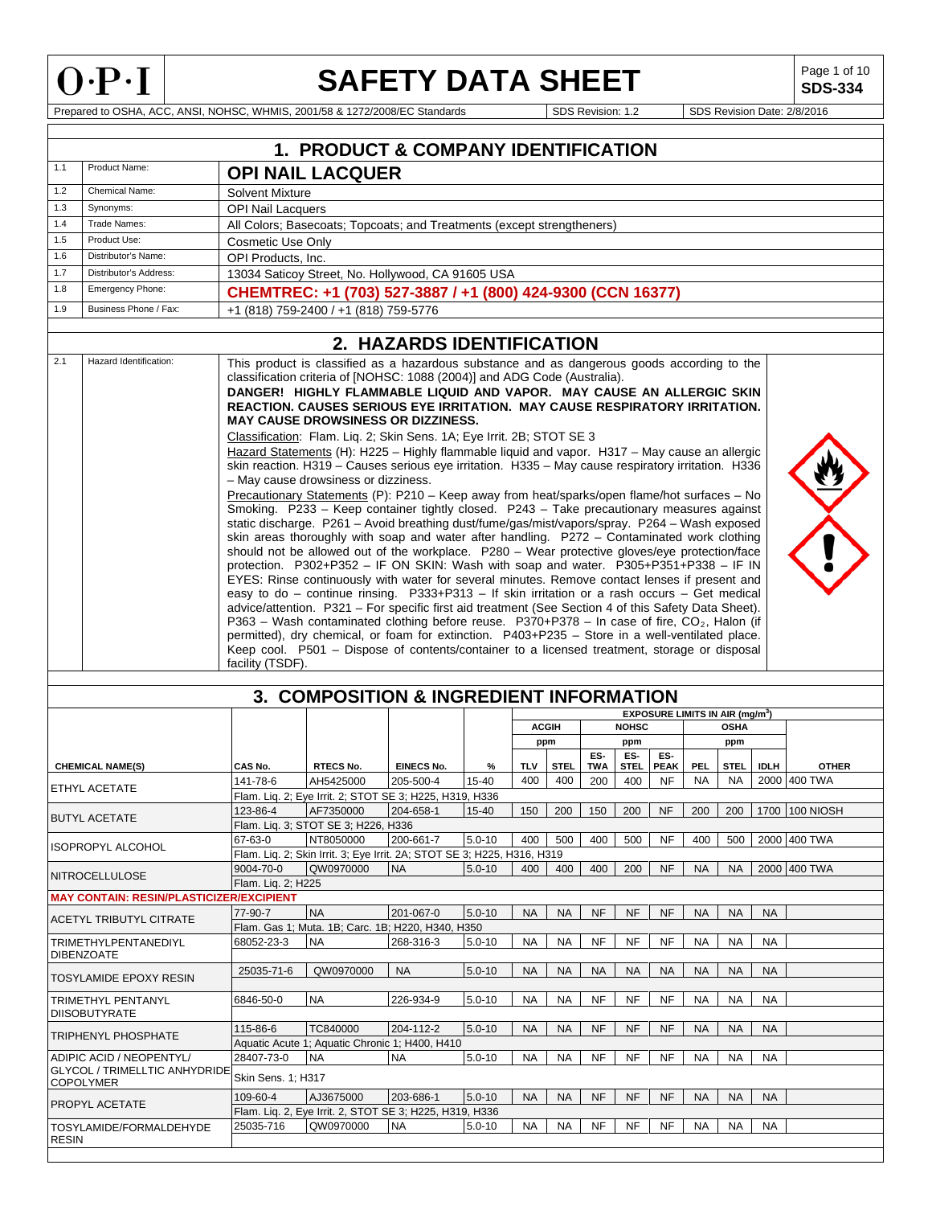# O·P·I SAFETY DATA SHEET

**SDS-334**

Prepared to OSHA, ACC, ANSI, NOHSC, WHMIS, 2001/58 & 1272/2008/EC Standards | SDS Revision: 1.2 | SDS Revision Date: 2/8/2016

## 1. PRODUCT & COMPANY IDENTIFICATION

| | | |
|---|---|---|
| 1.1 | Product Name: | **OPI NAIL LACQUER** |
| 1.2 | Chemical Name: | Solvent Mixture |
| 1.3 | Synonyms: | OPI Nail Lacquers |
| 1.4 | Trade Names: | All Colors; Basecoats; Topcoats; and Treatments (except strengtheners) |
| 1.5 | Product Use: | Cosmetic Use Only |
| 1.6 | Distributor's Name: | OPI Products, Inc. |
| 1.7 | Distributor's Address: | 13034 Saticoy Street, No. Hollywood, CA 91605 USA |
| 1.8 | Emergency Phone: | **CHEMTREC: +1 (703) 527-3887 / +1 (800) 424-9300 (CCN 16377)** |
| 1.9 | Business Phone / Fax: | +1 (818) 759-2400 / +1 (818) 759-5776 |

## 2. HAZARDS IDENTIFICATION

2.1 Hazard Identification:

This product is classified as a hazardous substance and as dangerous goods according to the classification criteria of [NOHSC: 1088 (2004)] and ADG Code (Australia).

**DANGER! HIGHLY FLAMMABLE LIQUID AND VAPOR. MAY CAUSE AN ALLERGIC SKIN REACTION. CAUSES SERIOUS EYE IRRITATION. MAY CAUSE RESPIRATORY IRRITATION. MAY CAUSE DROWSINESS OR DIZZINESS.**

Classification: Flam. Liq. 2; Skin Sens. 1A; Eye Irrit. 2B; STOT SE 3

Hazard Statements (H): H225 – Highly flammable liquid and vapor. H317 – May cause an allergic skin reaction. H319 – Causes serious eye irritation. H335 – May cause respiratory irritation. H336 – May cause drowsiness or dizziness.

Precautionary Statements (P): P210 – Keep away from heat/sparks/open flame/hot surfaces – No Smoking. P233 – Keep container tightly closed. P243 – Take precautionary measures against static discharge. P261 – Avoid breathing dust/fume/gas/mist/vapors/spray. P264 – Wash exposed skin areas thoroughly with soap and water after handling. P272 – Contaminated work clothing should not be allowed out of the workplace. P280 – Wear protective gloves/eye protection/face protection. P302+P352 – IF ON SKIN: Wash with soap and water. P305+P351+P338 – IF IN EYES: Rinse continuously with water for several minutes. Remove contact lenses if present and easy to do – continue rinsing. P333+P313 – If skin irritation or a rash occurs – Get medical advice/attention. P321 – For specific first aid treatment (See Section 4 of this Safety Data Sheet). P363 – Wash contaminated clothing before reuse. P370+P378 – In case of fire, $CO_2$, Halon (if permitted), dry chemical, or foam for extinction. P403+P235 – Store in a well-ventilated place. Keep cool. P501 – Dispose of contents/container to a licensed treatment, storage or disposal facility (TSDF).

## 3. COMPOSITION & INGREDIENT INFORMATION

| | | | | | EXPOSURE LIMITS IN AIR (mg/m³) | | | | | | | | |
|---|---|---|---|---|---|---|---|---|---|---|---|---|---|
| | | | | | ACGIH | | NOHSC | | | OSHA | | | |
| | | | | | ppm | | ppm | | | ppm | | | |
| **CHEMICAL NAME(S)** | **CAS No.** | **RTECS No.** | **EINECS No.** | **%** | **TLV** | **STEL** | **ES-TWA** | **ES-STEL** | **ES-PEAK** | **PEL** | **STEL** | **IDLH** | **OTHER** |
| ETHYL ACETATE | 141-78-6 | AH5425000 | 205-500-4 | 15-40 | 400 | 400 | 200 | 400 | NF | NA | NA | 2000 | 400 TWA |
| | Flam. Liq. 2; Eye Irrit. 2; STOT SE 3; H225, H319, H336 | | | | | | | | | | | | |
| BUTYL ACETATE | 123-86-4 | AF7350000 | 204-658-1 | 15-40 | 150 | 200 | 150 | 200 | NF | 200 | 200 | 1700 | 100 NIOSH |
| | Flam. Liq. 3; STOT SE 3; H226, H336 | | | | | | | | | | | | |
| ISOPROPYL ALCOHOL | 67-63-0 | NT8050000 | 200-661-7 | 5.0-10 | 400 | 500 | 400 | 500 | NF | 400 | 500 | 2000 | 400 TWA |
| | Flam. Liq. 2; Skin Irrit. 3; Eye Irrit. 2A; STOT SE 3; H225, H316, H319 | | | | | | | | | | | | |
| NITROCELLULOSE | 9004-70-0 | QW0970000 | NA | 5.0-10 | 400 | 400 | 400 | 200 | NF | NA | NA | 2000 | 400 TWA |
| | Flam. Liq. 2; H225 | | | | | | | | | | | | |
| **MAY CONTAIN: RESIN/PLASTICIZER/EXCIPIENT** | | | | | | | | | | | | | |
| ACETYL TRIBUTYL CITRATE | 77-90-7 | NA | 201-067-0 | 5.0-10 | NA | NA | NF | NF | NF | NA | NA | NA | |
| | Flam. Gas 1; Muta. 1B; Carc. 1B; H220, H340, H350 | | | | | | | | | | | | |
| TRIMETHYLPENTANEDIYL DIBENZOATE | 68052-23-3 | NA | 268-316-3 | 5.0-10 | NA | NA | NF | NF | NF | NA | NA | NA | |
| TOSYLAMIDE EPOXY RESIN | 25035-71-6 | QW0970000 | NA | 5.0-10 | NA | NA | NA | NA | NA | NA | NA | NA | |
| TRIMETHYL PENTANYL DIISOBUTYRATE | 6846-50-0 | NA | 226-934-9 | 5.0-10 | NA | NA | NF | NF | NF | NA | NA | NA | |
| TRIPHENYL PHOSPHATE | 115-86-6 | TC840000 | 204-112-2 | 5.0-10 | NA | NA | NF | NF | NF | NA | NA | NA | |
| | Aquatic Acute 1; Aquatic Chronic 1; H400, H410 | | | | | | | | | | | | |
| ADIPIC ACID / NEOPENTYL/ GLYCOL / TRIMELLTIC ANHYDRIDE COPOLYMER | 28407-73-0 | NA | NA | 5.0-10 | NA | NA | NF | NF | NF | NA | NA | NA | |
| | Skin Sens. 1; H317 | | | | | | | | | | | | |
| PROPYL ACETATE | 109-60-4 | AJ3675000 | 203-686-1 | 5.0-10 | NA | NA | NF | NF | NF | NA | NA | NA | |
| | Flam. Liq. 2, Eye Irrit. 2, STOT SE 3; H225, H319, H336 | | | | | | | | | | | | |
| TOSYLAMIDE/FORMALDEHYDE RESIN | 25035-716 | QW0970000 | NA | 5.0-10 | NA | NA | NF | NF | NF | NA | NA | NA | |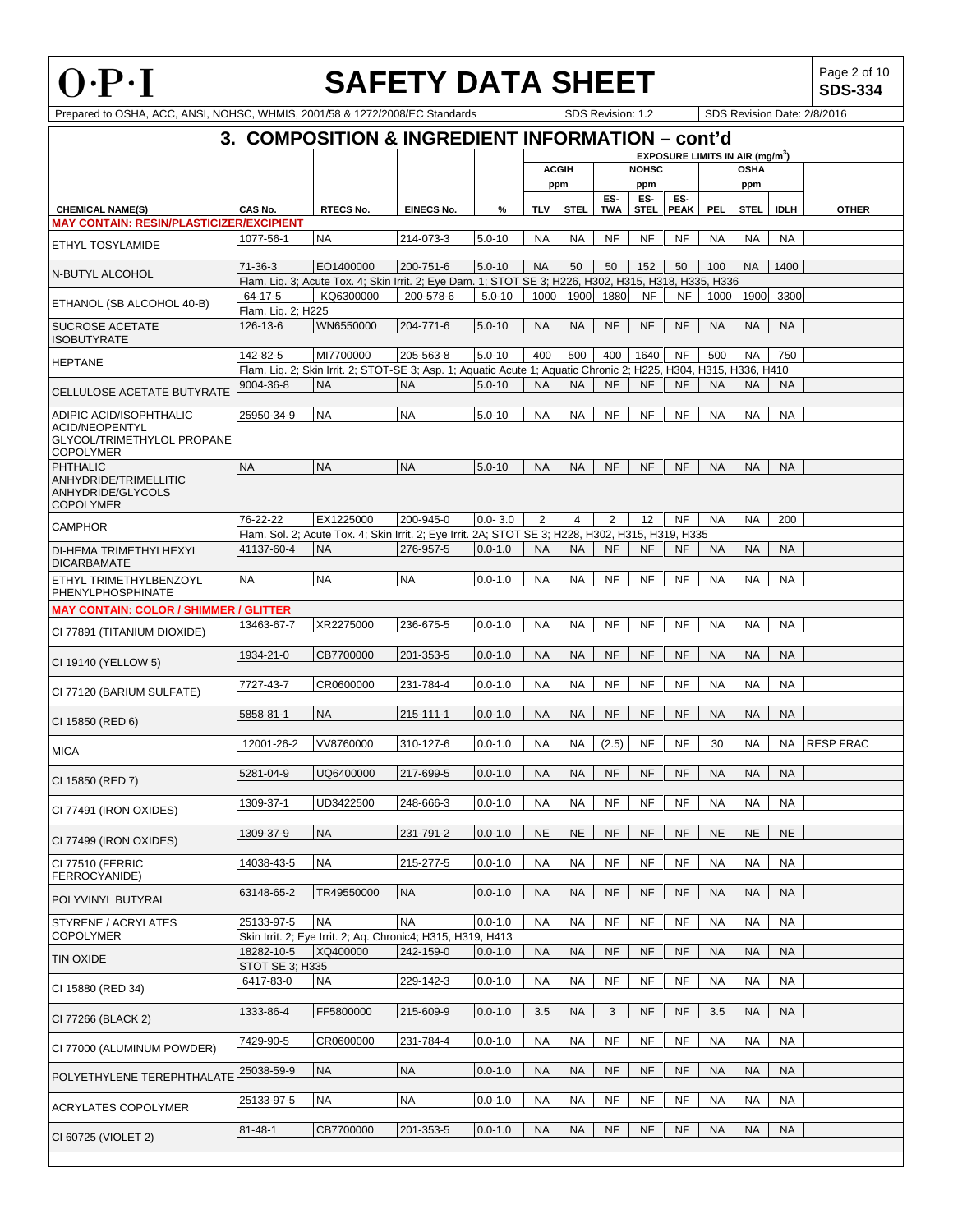## 3. COMPOSITION & INGREDIENT INFORMATION – cont'd

| CHEMICAL NAME(S) | CAS No. | RTECS No. | EINECS No. | % | ACGIH ppm TLV | ACGIH ppm STEL | NOHSC ppm ES-TWA | NOHSC ppm ES-STEL | NOHSC ppm ES-PEAK | OSHA ppm PEL | OSHA ppm STEL | OSHA ppm IDLH | OTHER |
|---|---|---|---|---|---|---|---|---|---|---|---|---|---|
| **MAY CONTAIN: RESIN/PLASTICIZER/EXCIPIENT** | | | | | | | | | | | | | |
| ETHYL TOSYLAMIDE | 1077-56-1 | NA | 214-073-3 | 5.0-10 | NA | NA | NF | NF | NF | NA | NA | NA | |
| N-BUTYL ALCOHOL | 71-36-3 | EO1400000 | 200-751-6 | 5.0-10 | NA | 50 | 50 | 152 | 50 | 100 | NA | 1400 | |
| | Flam. Liq. 3; Acute Tox. 4; Skin Irrit. 2; Eye Dam. 1; STOT SE 3; H226, H302, H315, H318, H335, H336 | | | | | | | | | | | | |
| ETHANOL (SB ALCOHOL 40-B) | 64-17-5 | KQ6300000 | 200-578-6 | 5.0-10 | 1000 | 1900 | 1880 | NF | NF | 1000 | 1900 | 3300 | |
| | Flam. Liq. 2; H225 | | | | | | | | | | | | |
| SUCROSE ACETATE ISOBUTYRATE | 126-13-6 | WN6550000 | 204-771-6 | 5.0-10 | NA | NA | NF | NF | NF | NA | NA | NA | |
| HEPTANE | 142-82-5 | MI7700000 | 205-563-8 | 5.0-10 | 400 | 500 | 400 | 1640 | NF | 500 | NA | 750 | |
| | Flam. Liq. 2; Skin Irrit. 2; STOT-SE 3; Asp. 1; Aquatic Acute 1; Aquatic Chronic 2; H225, H304, H315, H336, H410 | | | | | | | | | | | | |
| CELLULOSE ACETATE BUTYRATE | 9004-36-8 | NA | NA | 5.0-10 | NA | NA | NF | NF | NF | NA | NA | NA | |
| ADIPIC ACID/ISOPHTHALIC ACID/NEOPENTYL GLYCOL/TRIMETHYLOL PROPANE COPOLYMER | 25950-34-9 | NA | NA | 5.0-10 | NA | NA | NF | NF | NF | NA | NA | NA | |
| PHTHALIC ANHYDRIDE/TRIMELLITIC ANHYDRIDE/GLYCOLS COPOLYMER | NA | NA | NA | 5.0-10 | NA | NA | NF | NF | NF | NA | NA | NA | |
| CAMPHOR | 76-22-22 | EX1225000 | 200-945-0 | 0.0- 3.0 | 2 | 4 | 2 | 12 | NF | NA | NA | 200 | |
| | Flam. Sol. 2; Acute Tox. 4; Skin Irrit. 2; Eye Irrit. 2A; STOT SE 3; H228, H302, H315, H319, H335 | | | | | | | | | | | | |
| DI-HEMA TRIMETHYLHEXYL DICARBAMATE | 41137-60-4 | NA | 276-957-5 | 0.0-1.0 | NA | NA | NF | NF | NF | NA | NA | NA | |
| ETHYL TRIMETHYLBENZOYL PHENYLPHOSPHINATE | NA | NA | NA | 0.0-1.0 | NA | NA | NF | NF | NF | NA | NA | NA | |
| **MAY CONTAIN: COLOR / SHIMMER / GLITTER** | | | | | | | | | | | | | |
| CI 77891 (TITANIUM DIOXIDE) | 13463-67-7 | XR2275000 | 236-675-5 | 0.0-1.0 | NA | NA | NF | NF | NF | NA | NA | NA | |
| CI 19140 (YELLOW 5) | 1934-21-0 | CB7700000 | 201-353-5 | 0.0-1.0 | NA | NA | NF | NF | NF | NA | NA | NA | |
| CI 77120 (BARIUM SULFATE) | 7727-43-7 | CR0600000 | 231-784-4 | 0.0-1.0 | NA | NA | NF | NF | NF | NA | NA | NA | |
| CI 15850 (RED 6) | 5858-81-1 | NA | 215-111-1 | 0.0-1.0 | NA | NA | NF | NF | NF | NA | NA | NA | |
| MICA | 12001-26-2 | VV8760000 | 310-127-6 | 0.0-1.0 | NA | NA | (2.5) | NF | NF | 30 | NA | NA | RESP FRAC |
| CI 15850 (RED 7) | 5281-04-9 | UQ6400000 | 217-699-5 | 0.0-1.0 | NA | NA | NF | NF | NF | NA | NA | NA | |
| CI 77491 (IRON OXIDES) | 1309-37-1 | UD3422500 | 248-666-3 | 0.0-1.0 | NA | NA | NF | NF | NF | NA | NA | NA | |
| CI 77499 (IRON OXIDES) | 1309-37-9 | NA | 231-791-2 | 0.0-1.0 | NE | NE | NF | NF | NF | NE | NE | NE | |
| CI 77510 (FERRIC FERROCYANIDE) | 14038-43-5 | NA | 215-277-5 | 0.0-1.0 | NA | NA | NF | NF | NF | NA | NA | NA | |
| POLYVINYL BUTYRAL | 63148-65-2 | TR49550000 | NA | 0.0-1.0 | NA | NA | NF | NF | NF | NA | NA | NA | |
| STYRENE / ACRYLATES COPOLYMER | 25133-97-5 | NA | NA | 0.0-1.0 | NA | NA | NF | NF | NF | NA | NA | NA | |
| | Skin Irrit. 2; Eye Irrit. 2; Aq. Chronic4; H315, H319, H413 | | | | | | | | | | | | |
| TIN OXIDE | 18282-10-5 | XQ400000 | 242-159-0 | 0.0-1.0 | NA | NA | NF | NF | NF | NA | NA | NA | |
| | STOT SE 3; H335 | | | | | | | | | | | | |
| CI 15880 (RED 34) | 6417-83-0 | NA | 229-142-3 | 0.0-1.0 | NA | NA | NF | NF | NF | NA | NA | NA | |
| CI 77266 (BLACK 2) | 1333-86-4 | FF5800000 | 215-609-9 | 0.0-1.0 | 3.5 | NA | 3 | NF | NF | 3.5 | NA | NA | |
| CI 77000 (ALUMINUM POWDER) | 7429-90-5 | CR0600000 | 231-784-4 | 0.0-1.0 | NA | NA | NF | NF | NF | NA | NA | NA | |
| POLYETHYLENE TEREPHTHALATE | 25038-59-9 | NA | NA | 0.0-1.0 | NA | NA | NF | NF | NF | NA | NA | NA | |
| ACRYLATES COPOLYMER | 25133-97-5 | NA | NA | 0.0-1.0 | NA | NA | NF | NF | NF | NA | NA | NA | |
| CI 60725 (VIOLET 2) | 81-48-1 | CB7700000 | 201-353-5 | 0.0-1.0 | NA | NA | NF | NF | NF | NA | NA | NA | |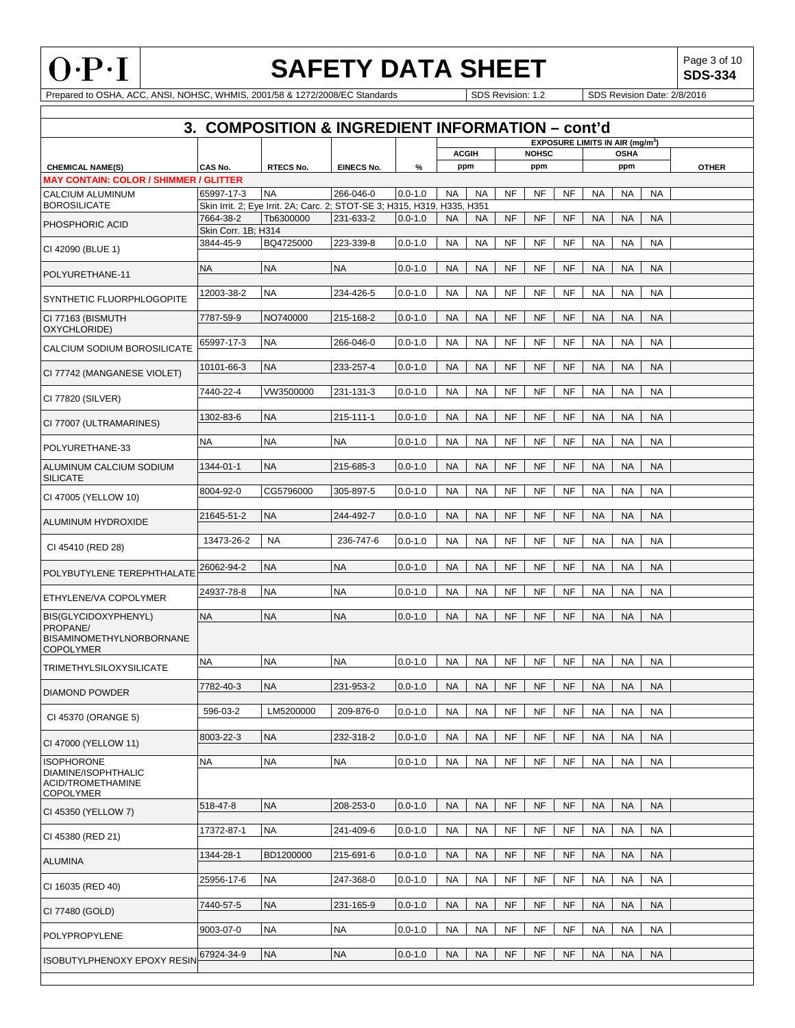## 3. COMPOSITION & INGREDIENT INFORMATION – cont'd

| CHEMICAL NAME(S) | CAS No. | RTECS No. | EINECS No. | % | EXPOSURE LIMITS IN AIR (mg/m$^3$) ACGIH ppm | | NOHSC ppm | | | OSHA ppm | | | OTHER |
|---|---|---|---|---|---|---|---|---|---|---|---|---|---|
| **MAY CONTAIN: COLOR / SHIMMER / GLITTER** | | | | | | | | | | | | | |
| CALCIUM ALUMINUM BOROSILICATE | 65997-17-3 | NA | 266-046-0 | 0.0-1.0 | NA | NA | NF | NF | NF | NA | NA | NA | |
| | Skin Irrit. 2; Eye Irrit. 2A; Carc. 2; STOT-SE 3; H315, H319, H335, H351 | | | | | | | | | | | | |
| PHOSPHORIC ACID | 7664-38-2 | Tb6300000 | 231-633-2 | 0.0-1.0 | NA | NA | NF | NF | NF | NA | NA | NA | |
| | Skin Corr. 1B; H314 | | | | | | | | | | | | |
| CI 42090 (BLUE 1) | 3844-45-9 | BQ4725000 | 223-339-8 | 0.0-1.0 | NA | NA | NF | NF | NF | NA | NA | NA | |
| POLYURETHANE-11 | NA | NA | NA | 0.0-1.0 | NA | NA | NF | NF | NF | NA | NA | NA | |
| SYNTHETIC FLUORPHLOGOPITE | 12003-38-2 | NA | 234-426-5 | 0.0-1.0 | NA | NA | NF | NF | NF | NA | NA | NA | |
| CI 77163 (BISMUTH OXYCHLORIDE) | 7787-59-9 | NO740000 | 215-168-2 | 0.0-1.0 | NA | NA | NF | NF | NF | NA | NA | NA | |
| CALCIUM SODIUM BOROSILICATE | 65997-17-3 | NA | 266-046-0 | 0.0-1.0 | NA | NA | NF | NF | NF | NA | NA | NA | |
| CI 77742 (MANGANESE VIOLET) | 10101-66-3 | NA | 233-257-4 | 0.0-1.0 | NA | NA | NF | NF | NF | NA | NA | NA | |
| CI 77820 (SILVER) | 7440-22-4 | VW3500000 | 231-131-3 | 0.0-1.0 | NA | NA | NF | NF | NF | NA | NA | NA | |
| CI 77007 (ULTRAMARINES) | 1302-83-6 | NA | 215-111-1 | 0.0-1.0 | NA | NA | NF | NF | NF | NA | NA | NA | |
| POLYURETHANE-33 | NA | NA | NA | 0.0-1.0 | NA | NA | NF | NF | NF | NA | NA | NA | |
| ALUMINUM CALCIUM SODIUM SILICATE | 1344-01-1 | NA | 215-685-3 | 0.0-1.0 | NA | NA | NF | NF | NF | NA | NA | NA | |
| CI 47005 (YELLOW 10) | 8004-92-0 | CG5796000 | 305-897-5 | 0.0-1.0 | NA | NA | NF | NF | NF | NA | NA | NA | |
| ALUMINUM HYDROXIDE | 21645-51-2 | NA | 244-492-7 | 0.0-1.0 | NA | NA | NF | NF | NF | NA | NA | NA | |
| CI 45410 (RED 28) | 13473-26-2 | NA | 236-747-6 | 0.0-1.0 | NA | NA | NF | NF | NF | NA | NA | NA | |
| POLYBUTYLENE TEREPHTHALATE | 26062-94-2 | NA | NA | 0.0-1.0 | NA | NA | NF | NF | NF | NA | NA | NA | |
| ETHYLENE/VA COPOLYMER | 24937-78-8 | NA | NA | 0.0-1.0 | NA | NA | NF | NF | NF | NA | NA | NA | |
| BIS(GLYCIDOXYPHENYL) PROPANE/ BISAMINOMETHYLNORBORNANE COPOLYMER | NA | NA | NA | 0.0-1.0 | NA | NA | NF | NF | NF | NA | NA | NA | |
| TRIMETHYLSILOXYSILICATE | NA | NA | NA | 0.0-1.0 | NA | NA | NF | NF | NF | NA | NA | NA | |
| DIAMOND POWDER | 7782-40-3 | NA | 231-953-2 | 0.0-1.0 | NA | NA | NF | NF | NF | NA | NA | NA | |
| CI 45370 (ORANGE 5) | 596-03-2 | LM5200000 | 209-876-0 | 0.0-1.0 | NA | NA | NF | NF | NF | NA | NA | NA | |
| CI 47000 (YELLOW 11) | 8003-22-3 | NA | 232-318-2 | 0.0-1.0 | NA | NA | NF | NF | NF | NA | NA | NA | |
| ISOPHORONE DIAMINE/ISOPHTHALIC ACID/TROMETHAMINE COPOLYMER | NA | NA | NA | 0.0-1.0 | NA | NA | NF | NF | NF | NA | NA | NA | |
| CI 45350 (YELLOW 7) | 518-47-8 | NA | 208-253-0 | 0.0-1.0 | NA | NA | NF | NF | NF | NA | NA | NA | |
| CI 45380 (RED 21) | 17372-87-1 | NA | 241-409-6 | 0.0-1.0 | NA | NA | NF | NF | NF | NA | NA | NA | |
| ALUMINA | 1344-28-1 | BD1200000 | 215-691-6 | 0.0-1.0 | NA | NA | NF | NF | NF | NA | NA | NA | |
| CI 16035 (RED 40) | 25956-17-6 | NA | 247-368-0 | 0.0-1.0 | NA | NA | NF | NF | NF | NA | NA | NA | |
| CI 77480 (GOLD) | 7440-57-5 | NA | 231-165-9 | 0.0-1.0 | NA | NA | NF | NF | NF | NA | NA | NA | |
| POLYPROPYLENE | 9003-07-0 | NA | NA | 0.0-1.0 | NA | NA | NF | NF | NF | NA | NA | NA | |
| ISOBUTYLPHENOXY EPOXY RESIN | 67924-34-9 | NA | NA | 0.0-1.0 | NA | NA | NF | NF | NF | NA | NA | NA | |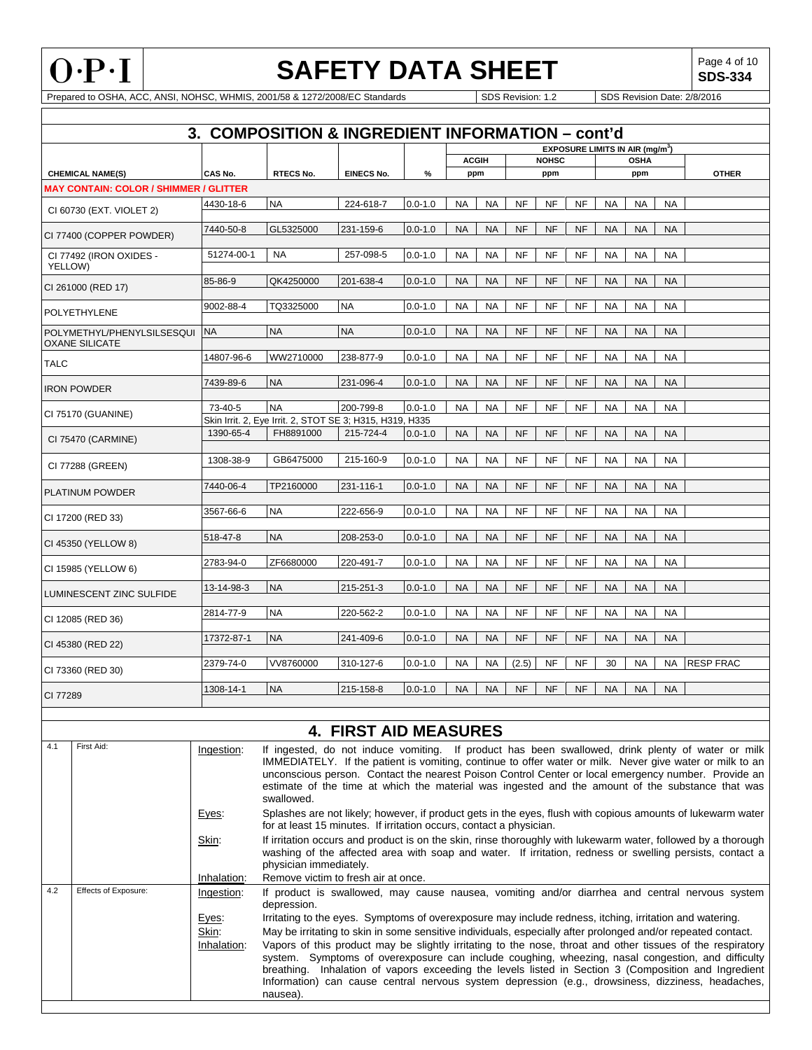## 3. COMPOSITION & INGREDIENT INFORMATION – cont'd

| CHEMICAL NAME(S) | CAS No. | RTECS No. | EINECS No. | % | EXPOSURE LIMITS IN AIR (mg/m$^3$) ACGIH ppm | | NOHSC ppm | | | OSHA ppm | | | OTHER |
|---|---|---|---|---|---|---|---|---|---|---|---|---|---|
| **MAY CONTAIN: COLOR / SHIMMER / GLITTER** | | | | | | | | | | | | | |
| CI 60730 (EXT. VIOLET 2) | 4430-18-6 | NA | 224-618-7 | 0.0-1.0 | NA | NA | NF | NF | NF | NA | NA | NA | |
| CI 77400 (COPPER POWDER) | 7440-50-8 | GL5325000 | 231-159-6 | 0.0-1.0 | NA | NA | NF | NF | NF | NA | NA | NA | |
| CI 77492 (IRON OXIDES - YELLOW) | 51274-00-1 | NA | 257-098-5 | 0.0-1.0 | NA | NA | NF | NF | NF | NA | NA | NA | |
| CI 261000 (RED 17) | 85-86-9 | QK4250000 | 201-638-4 | 0.0-1.0 | NA | NA | NF | NF | NF | NA | NA | NA | |
| POLYETHYLENE | 9002-88-4 | TQ3325000 | NA | 0.0-1.0 | NA | NA | NF | NF | NF | NA | NA | NA | |
| POLYMETHYL/PHENYLSILSESQUIOXANE SILICATE | NA | NA | NA | 0.0-1.0 | NA | NA | NF | NF | NF | NA | NA | NA | |
| TALC | 14807-96-6 | WW2710000 | 238-877-9 | 0.0-1.0 | NA | NA | NF | NF | NF | NA | NA | NA | |
| IRON POWDER | 7439-89-6 | NA | 231-096-4 | 0.0-1.0 | NA | NA | NF | NF | NF | NA | NA | NA | |
| CI 75170 (GUANINE) | 73-40-5 | NA | 200-799-8 | 0.0-1.0 | NA | NA | NF | NF | NF | NA | NA | NA | |
| | Skin Irrit. 2, Eye Irrit. 2, STOT SE 3; H315, H319, H335 | | | | | | | | | | | | |
| CI 75470 (CARMINE) | 1390-65-4 | FH8891000 | 215-724-4 | 0.0-1.0 | NA | NA | NF | NF | NF | NA | NA | NA | |
| CI 77288 (GREEN) | 1308-38-9 | GB6475000 | 215-160-9 | 0.0-1.0 | NA | NA | NF | NF | NF | NA | NA | NA | |
| PLATINUM POWDER | 7440-06-4 | TP2160000 | 231-116-1 | 0.0-1.0 | NA | NA | NF | NF | NF | NA | NA | NA | |
| CI 17200 (RED 33) | 3567-66-6 | NA | 222-656-9 | 0.0-1.0 | NA | NA | NF | NF | NF | NA | NA | NA | |
| CI 45350 (YELLOW 8) | 518-47-8 | NA | 208-253-0 | 0.0-1.0 | NA | NA | NF | NF | NF | NA | NA | NA | |
| CI 15985 (YELLOW 6) | 2783-94-0 | ZF6680000 | 220-491-7 | 0.0-1.0 | NA | NA | NF | NF | NF | NA | NA | NA | |
| LUMINESCENT ZINC SULFIDE | 13-14-98-3 | NA | 215-251-3 | 0.0-1.0 | NA | NA | NF | NF | NF | NA | NA | NA | |
| CI 12085 (RED 36) | 2814-77-9 | NA | 220-562-2 | 0.0-1.0 | NA | NA | NF | NF | NF | NA | NA | NA | |
| CI 45380 (RED 22) | 17372-87-1 | NA | 241-409-6 | 0.0-1.0 | NA | NA | NF | NF | NF | NA | NA | NA | |
| CI 73360 (RED 30) | 2379-74-0 | VV8760000 | 310-127-6 | 0.0-1.0 | NA | NA | (2.5) | NF | NF | 30 | NA | NA | RESP FRAC |
| CI 77289 | 1308-14-1 | NA | 215-158-8 | 0.0-1.0 | NA | NA | NF | NF | NF | NA | NA | NA | |

## 4. FIRST AID MEASURES

| | | | |
|---|---|---|---|
| 4.1 | First Aid: | Ingestion: | If ingested, do not induce vomiting. If product has been swallowed, drink plenty of water or milk IMMEDIATELY. If the patient is vomiting, continue to offer water or milk. Never give water or milk to an unconscious person. Contact the nearest Poison Control Center or local emergency number. Provide an estimate of the time at which the material was ingested and the amount of the substance that was swallowed. |
| | | Eyes: | Splashes are not likely; however, if product gets in the eyes, flush with copious amounts of lukewarm water for at least 15 minutes. If irritation occurs, contact a physician. |
| | | Skin: | If irritation occurs and product is on the skin, rinse thoroughly with lukewarm water, followed by a thorough washing of the affected area with soap and water. If irritation, redness or swelling persists, contact a physician immediately. |
| | | Inhalation: | Remove victim to fresh air at once. |
| 4.2 | Effects of Exposure: | Ingestion: | If product is swallowed, may cause nausea, vomiting and/or diarrhea and central nervous system depression. |
| | | Eyes: | Irritating to the eyes. Symptoms of overexposure may include redness, itching, irritation and watering. |
| | | Skin: | May be irritating to skin in some sensitive individuals, especially after prolonged and/or repeated contact. |
| | | Inhalation: | Vapors of this product may be slightly irritating to the nose, throat and other tissues of the respiratory system. Symptoms of overexposure can include coughing, wheezing, nasal congestion, and difficulty breathing. Inhalation of vapors exceeding the levels listed in Section 3 (Composition and Ingredient Information) can cause central nervous system depression (e.g., drowsiness, dizziness, headaches, nausea). |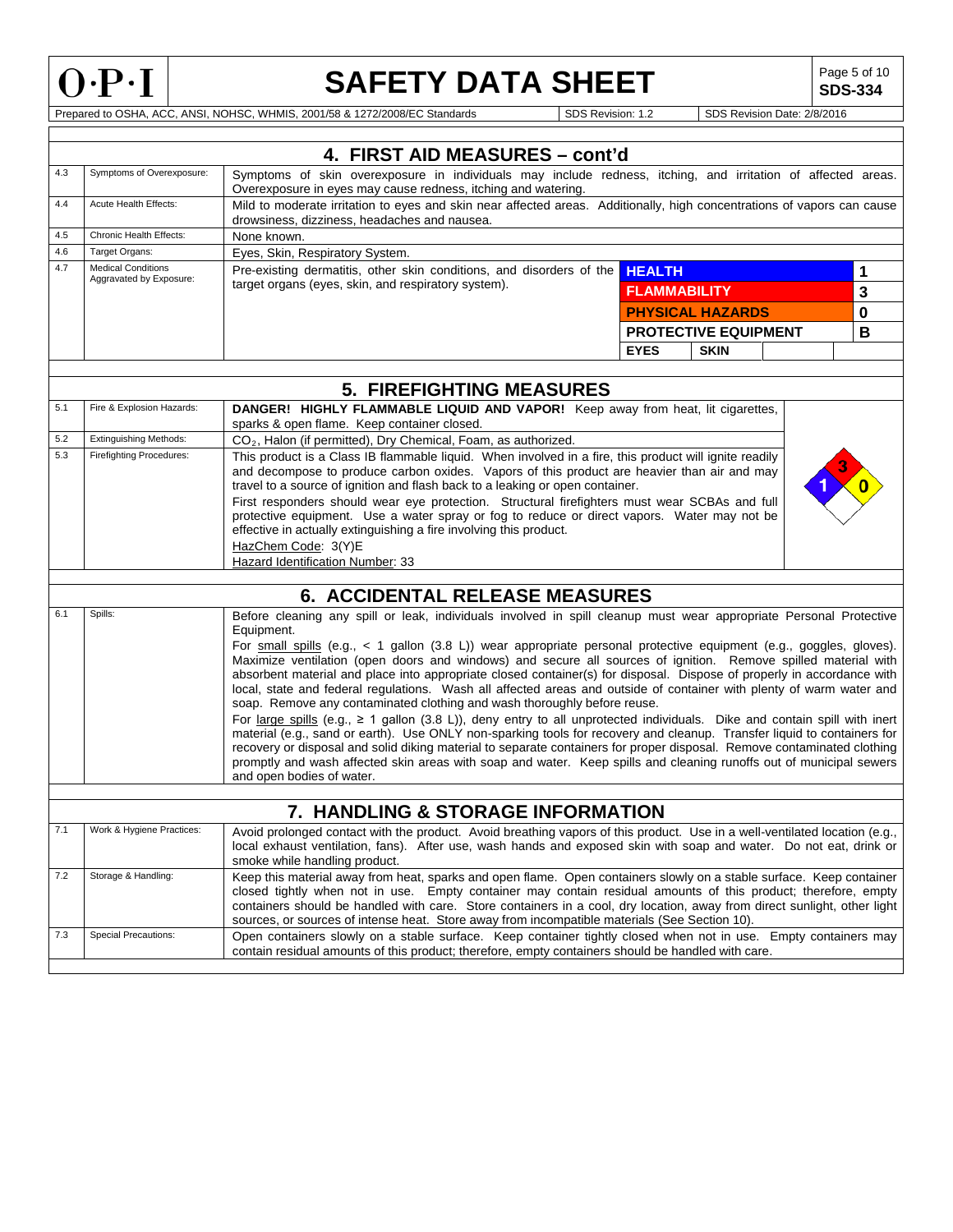## 4. FIRST AID MEASURES – cont'd

| | | |
|---|---|---|
| 4.3 | Symptoms of Overexposure: | Symptoms of skin overexposure in individuals may include redness, itching, and irritation of affected areas. Overexposure in eyes may cause redness, itching and watering. |
| 4.4 | Acute Health Effects: | Mild to moderate irritation to eyes and skin near affected areas. Additionally, high concentrations of vapors can cause drowsiness, dizziness, headaches and nausea. |
| 4.5 | Chronic Health Effects: | None known. |
| 4.6 | Target Organs: | Eyes, Skin, Respiratory System. |
| 4.7 | Medical Conditions Aggravated by Exposure: | Pre-existing dermatitis, other skin conditions, and disorders of the target organs (eyes, skin, and respiratory system). |

| HMIS | | |
|---|---|---|
| HEALTH | | 1 |
| FLAMMABILITY | | 3 |
| PHYSICAL HAZARDS | | 0 |
| PROTECTIVE EQUIPMENT | | B |
| EYES | SKIN | |

## 5. FIREFIGHTING MEASURES

| | | |
|---|---|---|
| 5.1 | Fire & Explosion Hazards: | **DANGER! HIGHLY FLAMMABLE LIQUID AND VAPOR!** Keep away from heat, lit cigarettes, sparks & open flame. Keep container closed. |
| 5.2 | Extinguishing Methods: | $CO_2$, Halon (if permitted), Dry Chemical, Foam, as authorized. |
| 5.3 | Firefighting Procedures: | This product is a Class IB flammable liquid. When involved in a fire, this product will ignite readily and decompose to produce carbon oxides. Vapors of this product are heavier than air and may travel to a source of ignition and flash back to a leaking or open container.<br>First responders should wear eye protection. Structural firefighters must wear SCBAs and full protective equipment. Use a water spray or fog to reduce or direct vapors. Water may not be effective in actually extinguishing a fire involving this product.<br>HazChem Code: 3(Y)E<br>Hazard Identification Number: 33 |

NFPA: Health 1, Flammability 3, Reactivity 0

## 6. ACCIDENTAL RELEASE MEASURES

| | | |
|---|---|---|
| 6.1 | Spills: | Before cleaning any spill or leak, individuals involved in spill cleanup must wear appropriate Personal Protective Equipment.<br>For small spills (e.g., < 1 gallon (3.8 L)) wear appropriate personal protective equipment (e.g., goggles, gloves). Maximize ventilation (open doors and windows) and secure all sources of ignition. Remove spilled material with absorbent material and place into appropriate closed container(s) for disposal. Dispose of properly in accordance with local, state and federal regulations. Wash all affected areas and outside of container with plenty of warm water and soap. Remove any contaminated clothing and wash thoroughly before reuse.<br>For large spills (e.g., ≥ 1 gallon (3.8 L)), deny entry to all unprotected individuals. Dike and contain spill with inert material (e.g., sand or earth). Use ONLY non-sparking tools for recovery and cleanup. Transfer liquid to containers for recovery or disposal and solid diking material to separate containers for proper disposal. Remove contaminated clothing promptly and wash affected skin areas with soap and water. Keep spills and cleaning runoffs out of municipal sewers and open bodies of water. |

## 7. HANDLING & STORAGE INFORMATION

| | | |
|---|---|---|
| 7.1 | Work & Hygiene Practices: | Avoid prolonged contact with the product. Avoid breathing vapors of this product. Use in a well-ventilated location (e.g., local exhaust ventilation, fans). After use, wash hands and exposed skin with soap and water. Do not eat, drink or smoke while handling product. |
| 7.2 | Storage & Handling: | Keep this material away from heat, sparks and open flame. Open containers slowly on a stable surface. Keep container closed tightly when not in use. Empty container may contain residual amounts of this product; therefore, empty containers should be handled with care. Store containers in a cool, dry location, away from direct sunlight, other light sources, or sources of intense heat. Store away from incompatible materials (See Section 10). |
| 7.3 | Special Precautions: | Open containers slowly on a stable surface. Keep container tightly closed when not in use. Empty containers may contain residual amounts of this product; therefore, empty containers should be handled with care. |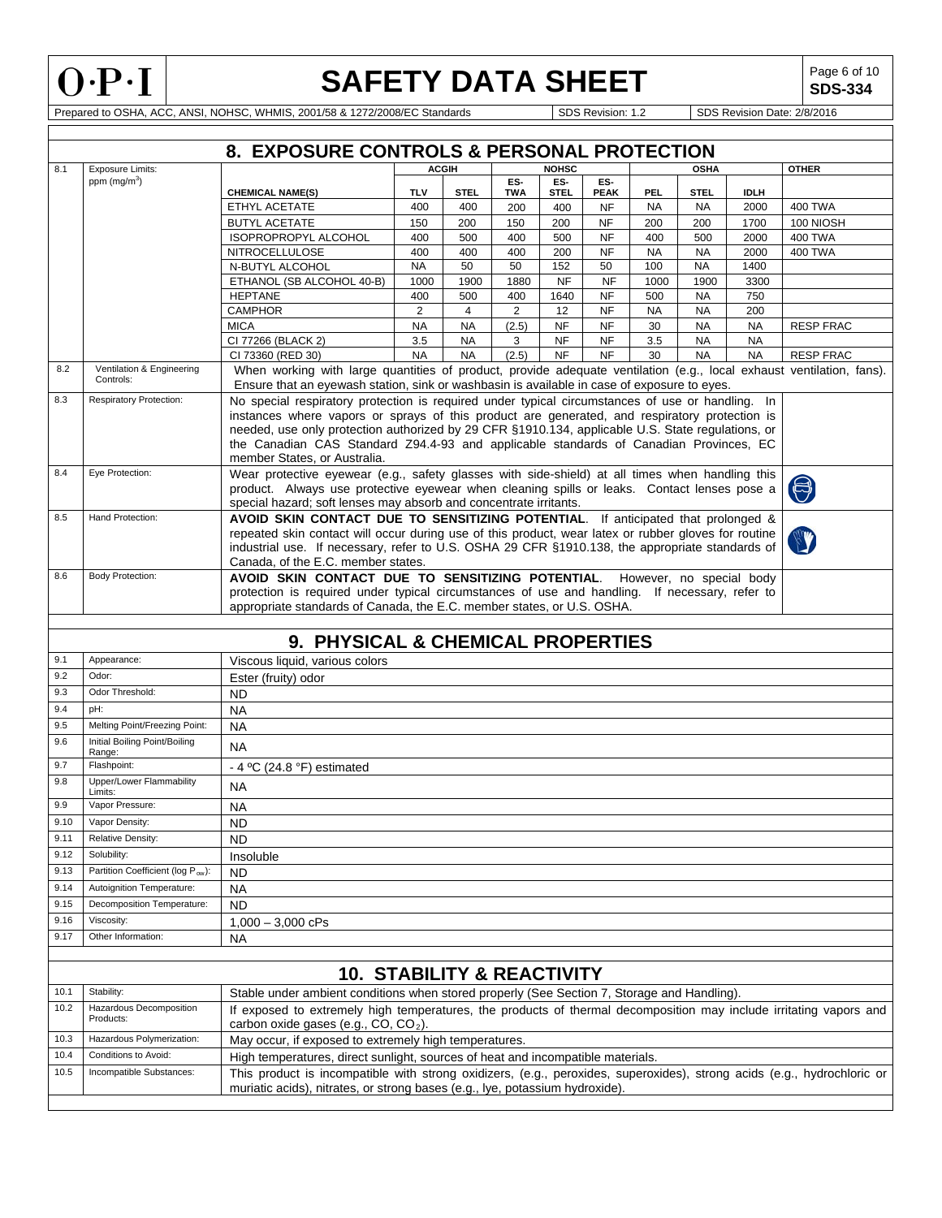## 8. EXPOSURE CONTROLS & PERSONAL PROTECTION

**8.1 Exposure Limits: ppm ($mg/m^3$)**

| CHEMICAL NAME(S) | ACGIH | | NOHSC | | | OSHA | | | OTHER |
|---|---|---|---|---|---|---|---|---|---|
| | TLV | STEL | ES-TWA | ES-STEL | ES-PEAK | PEL | STEL | IDLH | |
| ETHYL ACETATE | 400 | 400 | 200 | 400 | NF | NA | NA | 2000 | 400 TWA |
| BUTYL ACETATE | 150 | 200 | 150 | 200 | NF | 200 | 200 | 1700 | 100 NIOSH |
| ISOPROPROPYL ALCOHOL | 400 | 500 | 400 | 500 | NF | 400 | 500 | 2000 | 400 TWA |
| NITROCELLULOSE | 400 | 400 | 400 | 200 | NF | NA | NA | 2000 | 400 TWA |
| N-BUTYL ALCOHOL | NA | 50 | 50 | 152 | 50 | 100 | NA | 1400 | |
| ETHANOL (SB ALCOHOL 40-B) | 1000 | 1900 | 1880 | NF | NF | 1000 | 1900 | 3300 | |
| HEPTANE | 400 | 500 | 400 | 1640 | NF | 500 | NA | 750 | |
| CAMPHOR | 2 | 4 | 2 | 12 | NF | NA | NA | 200 | |
| MICA | NA | NA | (2.5) | NF | NF | 30 | NA | NA | RESP FRAC |
| CI 77266 (BLACK 2) | 3.5 | NA | 3 | NF | NF | 3.5 | NA | NA | |
| CI 73360 (RED 30) | NA | NA | (2.5) | NF | NF | 30 | NA | NA | RESP FRAC |

| | | |
|---|---|---|
| 8.2 | Ventilation & Engineering Controls: | When working with large quantities of product, provide adequate ventilation (e.g., local exhaust ventilation, fans). Ensure that an eyewash station, sink or washbasin is available in case of exposure to eyes. |
| 8.3 | Respiratory Protection: | No special respiratory protection is required under typical circumstances of use or handling. In instances where vapors or sprays of this product are generated, and respiratory protection is needed, use only protection authorized by 29 CFR §1910.134, applicable U.S. State regulations, or the Canadian CAS Standard Z94.4-93 and applicable standards of Canadian Provinces, EC member States, or Australia. |
| 8.4 | Eye Protection: | Wear protective eyewear (e.g., safety glasses with side-shield) at all times when handling this product. Always use protective eyewear when cleaning spills or leaks. Contact lenses pose a special hazard; soft lenses may absorb and concentrate irritants. |
| 8.5 | Hand Protection: | **AVOID SKIN CONTACT DUE TO SENSITIZING POTENTIAL**. If anticipated that prolonged & repeated skin contact will occur during use of this product, wear latex or rubber gloves for routine industrial use. If necessary, refer to U.S. OSHA 29 CFR §1910.138, the appropriate standards of Canada, of the E.C. member states. |
| 8.6 | Body Protection: | **AVOID SKIN CONTACT DUE TO SENSITIZING POTENTIAL**. However, no special body protection is required under typical circumstances of use and handling. If necessary, refer to appropriate standards of Canada, the E.C. member states, or U.S. OSHA. |

## 9. PHYSICAL & CHEMICAL PROPERTIES

| | | |
|---|---|---|
| 9.1 | Appearance: | Viscous liquid, various colors |
| 9.2 | Odor: | Ester (fruity) odor |
| 9.3 | Odor Threshold: | ND |
| 9.4 | pH: | NA |
| 9.5 | Melting Point/Freezing Point: | NA |
| 9.6 | Initial Boiling Point/Boiling Range: | NA |
| 9.7 | Flashpoint: | - 4 ºC (24.8 °F) estimated |
| 9.8 | Upper/Lower Flammability Limits: | NA |
| 9.9 | Vapor Pressure: | NA |
| 9.10 | Vapor Density: | ND |
| 9.11 | Relative Density: | ND |
| 9.12 | Solubility: | Insoluble |
| 9.13 | Partition Coefficient (log $P_{ow}$): | ND |
| 9.14 | Autoignition Temperature: | NA |
| 9.15 | Decomposition Temperature: | ND |
| 9.16 | Viscosity: | 1,000 – 3,000 cPs |
| 9.17 | Other Information: | NA |

## 10. STABILITY & REACTIVITY

| | | |
|---|---|---|
| 10.1 | Stability: | Stable under ambient conditions when stored properly (See Section 7, Storage and Handling). |
| 10.2 | Hazardous Decomposition Products: | If exposed to extremely high temperatures, the products of thermal decomposition may include irritating vapors and carbon oxide gases (e.g., CO, $CO_2$). |
| 10.3 | Hazardous Polymerization: | May occur, if exposed to extremely high temperatures. |
| 10.4 | Conditions to Avoid: | High temperatures, direct sunlight, sources of heat and incompatible materials. |
| 10.5 | Incompatible Substances: | This product is incompatible with strong oxidizers, (e.g., peroxides, superoxides), strong acids (e.g., hydrochloric or muriatic acids), nitrates, or strong bases (e.g., lye, potassium hydroxide). |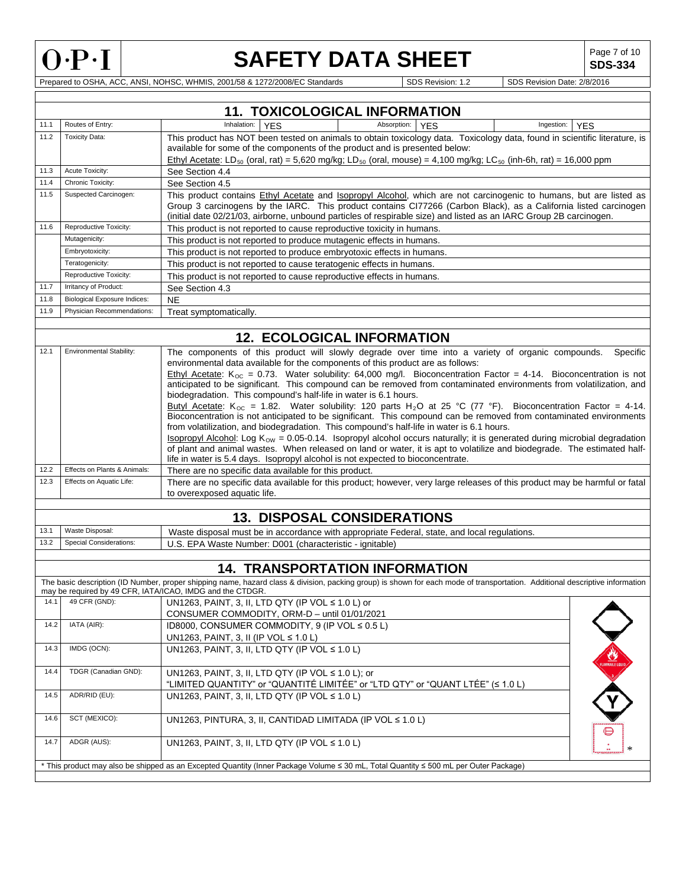# SAFETY DATA SHEET

**SDS-334**

Prepared to OSHA, ACC, ANSI, NOHSC, WHMIS, 2001/58 & 1272/2008/EC Standards | SDS Revision: 1.2 | SDS Revision Date: 2/8/2016

## 11. TOXICOLOGICAL INFORMATION

| | | |
|---|---|---|
| 11.1 | Routes of Entry: | Inhalation: YES; Absorption: YES; Ingestion: YES |
| 11.2 | Toxicity Data: | This product has NOT been tested on animals to obtain toxicology data. Toxicology data, found in scientific literature, is available for some of the components of the product and is presented below: Ethyl Acetate: $LD_{50}$ (oral, rat) = 5,620 mg/kg; $LD_{50}$ (oral, mouse) = 4,100 mg/kg; $LC_{50}$ (inh-6h, rat) = 16,000 ppm |
| 11.3 | Acute Toxicity: | See Section 4.4 |
| 11.4 | Chronic Toxicity: | See Section 4.5 |
| 11.5 | Suspected Carcinogen: | This product contains Ethyl Acetate and Isopropyl Alcohol, which are not carcinogenic to humans, but are listed as Group 3 carcinogens by the IARC. This product contains CI77266 (Carbon Black), as a California listed carcinogen (initial date 02/21/03, airborne, unbound particles of respirable size) and listed as an IARC Group 2B carcinogen. |
| 11.6 | Reproductive Toxicity: | This product is not reported to cause reproductive toxicity in humans. |
| | Mutagenicity: | This product is not reported to produce mutagenic effects in humans. |
| | Embryotoxicity: | This product is not reported to produce embryotoxic effects in humans. |
| | Teratogenicity: | This product is not reported to cause teratogenic effects in humans. |
| | Reproductive Toxicity: | This product is not reported to cause reproductive effects in humans. |
| 11.7 | Irritancy of Product: | See Section 4.3 |
| 11.8 | Biological Exposure Indices: | NE |
| 11.9 | Physician Recommendations: | Treat symptomatically. |

## 12. ECOLOGICAL INFORMATION

| | | |
|---|---|---|
| 12.1 | Environmental Stability: | The components of this product will slowly degrade over time into a variety of organic compounds. Specific environmental data available for the components of this product are as follows: Ethyl Acetate: $K_{OC}$ = 0.73. Water solubility: 64,000 mg/l. Bioconcentration Factor = 4-14. Bioconcentration is not anticipated to be significant. This compound can be removed from contaminated environments from volatilization, and biodegradation. This compound's half-life in water is 6.1 hours. Butyl Acetate: $K_{OC}$ = 1.82. Water solubility: 120 parts $H_2O$ at 25 °C (77 °F). Bioconcentration Factor = 4-14. Bioconcentration is not anticipated to be significant. This compound can be removed from contaminated environments from volatilization, and biodegradation. This compound's half-life in water is 6.1 hours. Isopropyl Alcohol: Log $K_{OW}$ = 0.05-0.14. Isopropyl alcohol occurs naturally; it is generated during microbial degradation of plant and animal wastes. When released on land or water, it is apt to volatilize and biodegrade. The estimated half-life in water is 5.4 days. Isopropyl alcohol is not expected to bioconcentrate. |
| 12.2 | Effects on Plants & Animals: | There are no specific data available for this product. |
| 12.3 | Effects on Aquatic Life: | There are no specific data available for this product; however, very large releases of this product may be harmful or fatal to overexposed aquatic life. |

## 13. DISPOSAL CONSIDERATIONS

| | | |
|---|---|---|
| 13.1 | Waste Disposal: | Waste disposal must be in accordance with appropriate Federal, state, and local regulations. |
| 13.2 | Special Considerations: | U.S. EPA Waste Number: D001 (characteristic - ignitable) |

## 14. TRANSPORTATION INFORMATION

The basic description (ID Number, proper shipping name, hazard class & division, packing group) is shown for each mode of transportation. Additional descriptive information may be required by 49 CFR, IATA/ICAO, IMDG and the CTDGR.

| | | |
|---|---|---|
| 14.1 | 49 CFR (GND): | UN1263, PAINT, 3, II, LTD QTY (IP VOL ≤ 1.0 L) or CONSUMER COMMODITY, ORM-D – until 01/01/2021 |
| 14.2 | IATA (AIR): | ID8000, CONSUMER COMMODITY, 9 (IP VOL ≤ 0.5 L) UN1263, PAINT, 3, II (IP VOL ≤ 1.0 L) |
| 14.3 | IMDG (OCN): | UN1263, PAINT, 3, II, LTD QTY (IP VOL ≤ 1.0 L) |
| 14.4 | TDGR (Canadian GND): | UN1263, PAINT, 3, II, LTD QTY (IP VOL ≤ 1.0 L); or "LIMITED QUANTITY" or "QUANTITÉ LIMITÉE" or "LTD QTY" or "QUANT LTÉE" (≤ 1.0 L) |
| 14.5 | ADR/RID (EU): | UN1263, PAINT, 3, II, LTD QTY (IP VOL ≤ 1.0 L) |
| 14.6 | SCT (MEXICO): | UN1263, PINTURA, 3, II, CANTIDAD LIMITADA (IP VOL ≤ 1.0 L) |
| 14.7 | ADGR (AUS): | UN1263, PAINT, 3, II, LTD QTY (IP VOL ≤ 1.0 L) |

* This product may also be shipped as an Excepted Quantity (Inner Package Volume ≤ 30 mL, Total Quantity ≤ 500 mL per Outer Package)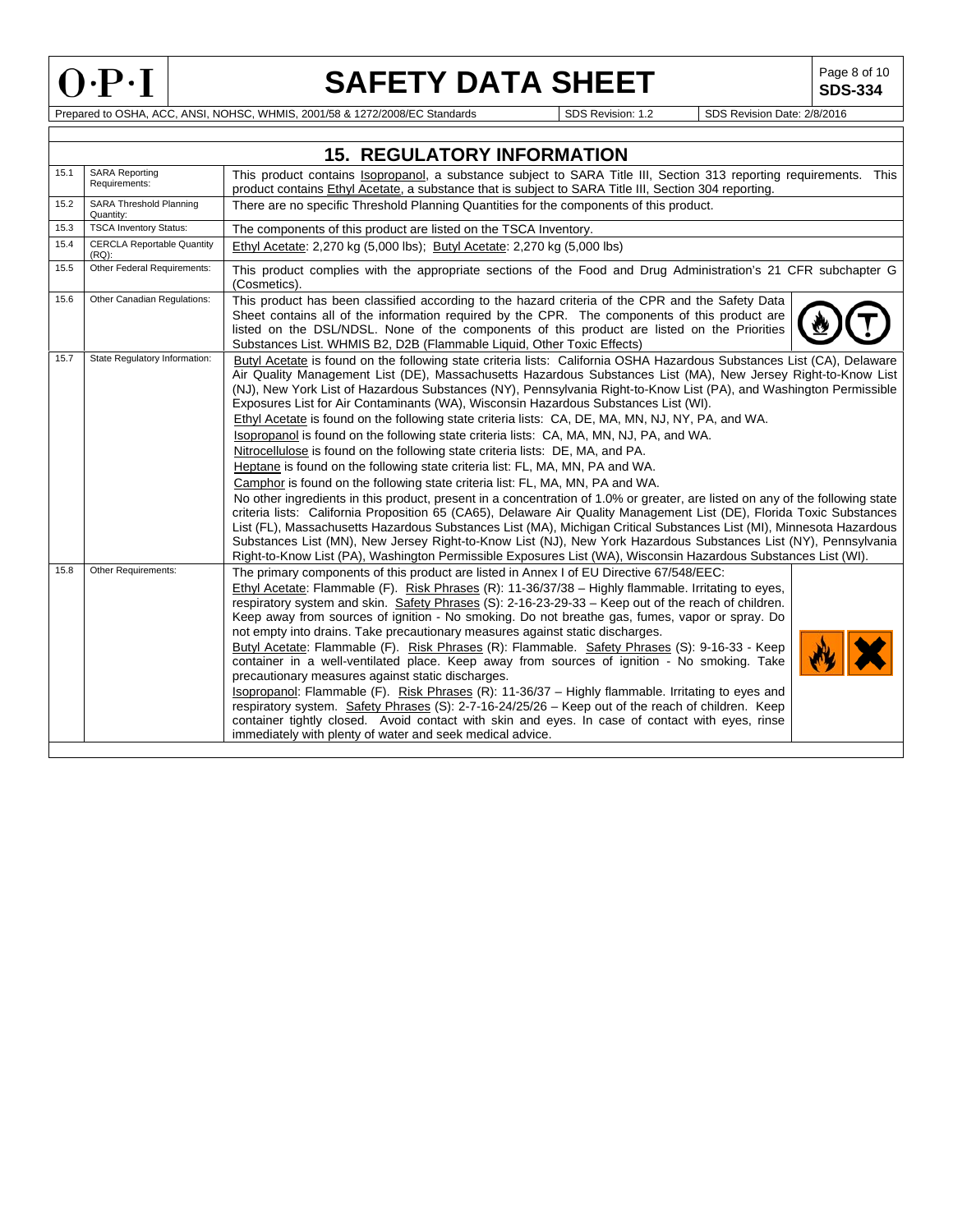## 15. REGULATORY INFORMATION

| | | |
|---|---|---|
| 15.1 | SARA Reporting Requirements: | This product contains Isopropanol, a substance subject to SARA Title III, Section 313 reporting requirements. This product contains Ethyl Acetate, a substance that is subject to SARA Title III, Section 304 reporting. |
| 15.2 | SARA Threshold Planning Quantity: | There are no specific Threshold Planning Quantities for the components of this product. |
| 15.3 | TSCA Inventory Status: | The components of this product are listed on the TSCA Inventory. |
| 15.4 | CERCLA Reportable Quantity (RQ): | Ethyl Acetate: 2,270 kg (5,000 lbs); Butyl Acetate: 2,270 kg (5,000 lbs) |
| 15.5 | Other Federal Requirements: | This product complies with the appropriate sections of the Food and Drug Administration's 21 CFR subchapter G (Cosmetics). |
| 15.6 | Other Canadian Regulations: | This product has been classified according to the hazard criteria of the CPR and the Safety Data Sheet contains all of the information required by the CPR. The components of this product are listed on the DSL/NDSL. None of the components of this product are listed on the Priorities Substances List. WHMIS B2, D2B (Flammable Liquid, Other Toxic Effects) |
| 15.7 | State Regulatory Information: | Butyl Acetate is found on the following state criteria lists: California OSHA Hazardous Substances List (CA), Delaware Air Quality Management List (DE), Massachusetts Hazardous Substances List (MA), New Jersey Right-to-Know List (NJ), New York List of Hazardous Substances (NY), Pennsylvania Right-to-Know List (PA), and Washington Permissible Exposures List for Air Contaminants (WA), Wisconsin Hazardous Substances List (WI).<br>Ethyl Acetate is found on the following state criteria lists: CA, DE, MA, MN, NJ, NY, PA, and WA.<br>Isopropanol is found on the following state criteria lists: CA, MA, MN, NJ, PA, and WA.<br>Nitrocellulose is found on the following state criteria lists: DE, MA, and PA.<br>Heptane is found on the following state criteria list: FL, MA, MN, PA and WA.<br>Camphor is found on the following state criteria list: FL, MA, MN, PA and WA.<br>No other ingredients in this product, present in a concentration of 1.0% or greater, are listed on any of the following state criteria lists: California Proposition 65 (CA65), Delaware Air Quality Management List (DE), Florida Toxic Substances List (FL), Massachusetts Hazardous Substances List (MA), Michigan Critical Substances List (MI), Minnesota Hazardous Substances List (MN), New Jersey Right-to-Know List (NJ), New York Hazardous Substances List (NY), Pennsylvania Right-to-Know List (PA), Washington Permissible Exposures List (WA), Wisconsin Hazardous Substances List (WI). |
| 15.8 | Other Requirements: | The primary components of this product are listed in Annex I of EU Directive 67/548/EEC:<br>Ethyl Acetate: Flammable (F). Risk Phrases (R): 11-36/37/38 – Highly flammable. Irritating to eyes, respiratory system and skin. Safety Phrases (S): 2-16-23-29-33 – Keep out of the reach of children. Keep away from sources of ignition - No smoking. Do not breathe gas, fumes, vapor or spray. Do not empty into drains. Take precautionary measures against static discharges.<br>Butyl Acetate: Flammable (F). Risk Phrases (R): Flammable. Safety Phrases (S): 9-16-33 - Keep container in a well-ventilated place. Keep away from sources of ignition - No smoking. Take precautionary measures against static discharges.<br>Isopropanol: Flammable (F). Risk Phrases (R): 11-36/37 – Highly flammable. Irritating to eyes and respiratory system. Safety Phrases (S): 2-7-16-24/25/26 – Keep out of the reach of children. Keep container tightly closed. Avoid contact with skin and eyes. In case of contact with eyes, rinse immediately with plenty of water and seek medical advice. |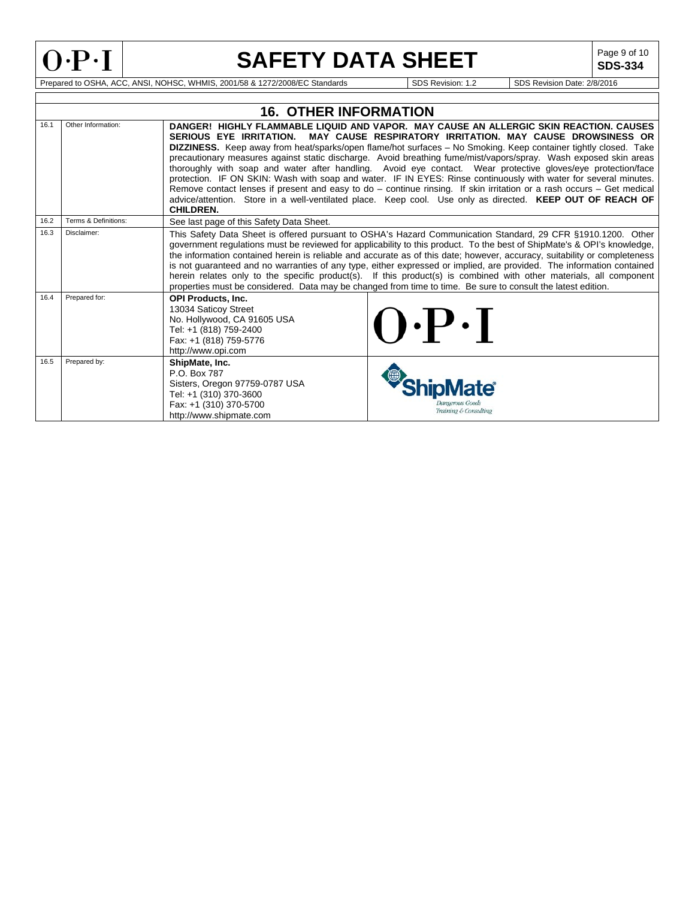## 16. OTHER INFORMATION

| | | |
|---|---|---|
| 16.1 | Other Information: | **DANGER! HIGHLY FLAMMABLE LIQUID AND VAPOR. MAY CAUSE AN ALLERGIC SKIN REACTION. CAUSES SERIOUS EYE IRRITATION. MAY CAUSE RESPIRATORY IRRITATION. MAY CAUSE DROWSINESS OR DIZZINESS.** Keep away from heat/sparks/open flame/hot surfaces – No Smoking. Keep container tightly closed. Take precautionary measures against static discharge. Avoid breathing fume/mist/vapors/spray. Wash exposed skin areas thoroughly with soap and water after handling. Avoid eye contact. Wear protective gloves/eye protection/face protection. IF ON SKIN: Wash with soap and water. IF IN EYES: Rinse continuously with water for several minutes. Remove contact lenses if present and easy to do – continue rinsing. If skin irritation or a rash occurs – Get medical advice/attention. Store in a well-ventilated place. Keep cool. Use only as directed. **KEEP OUT OF REACH OF CHILDREN.** |
| 16.2 | Terms & Definitions: | See last page of this Safety Data Sheet. |
| 16.3 | Disclaimer: | This Safety Data Sheet is offered pursuant to OSHA's Hazard Communication Standard, 29 CFR §1910.1200. Other government regulations must be reviewed for applicability to this product. To the best of ShipMate's & OPI's knowledge, the information contained herein is reliable and accurate as of this date; however, accuracy, suitability or completeness is not guaranteed and no warranties of any type, either expressed or implied, are provided. The information contained herein relates only to the specific product(s). If this product(s) is combined with other materials, all component properties must be considered. Data may be changed from time to time. Be sure to consult the latest edition. |
| 16.4 | Prepared for: | **OPI Products, Inc.**<br>13034 Saticoy Street<br>No. Hollywood, CA 91605 USA<br>Tel: +1 (818) 759-2400<br>Fax: +1 (818) 759-5776<br>http://www.opi.com |
| 16.5 | Prepared by: | **ShipMate, Inc.**<br>P.O. Box 787<br>Sisters, Oregon 97759-0787 USA<br>Tel: +1 (310) 370-3600<br>Fax: +1 (310) 370-5700<br>http://www.shipmate.com |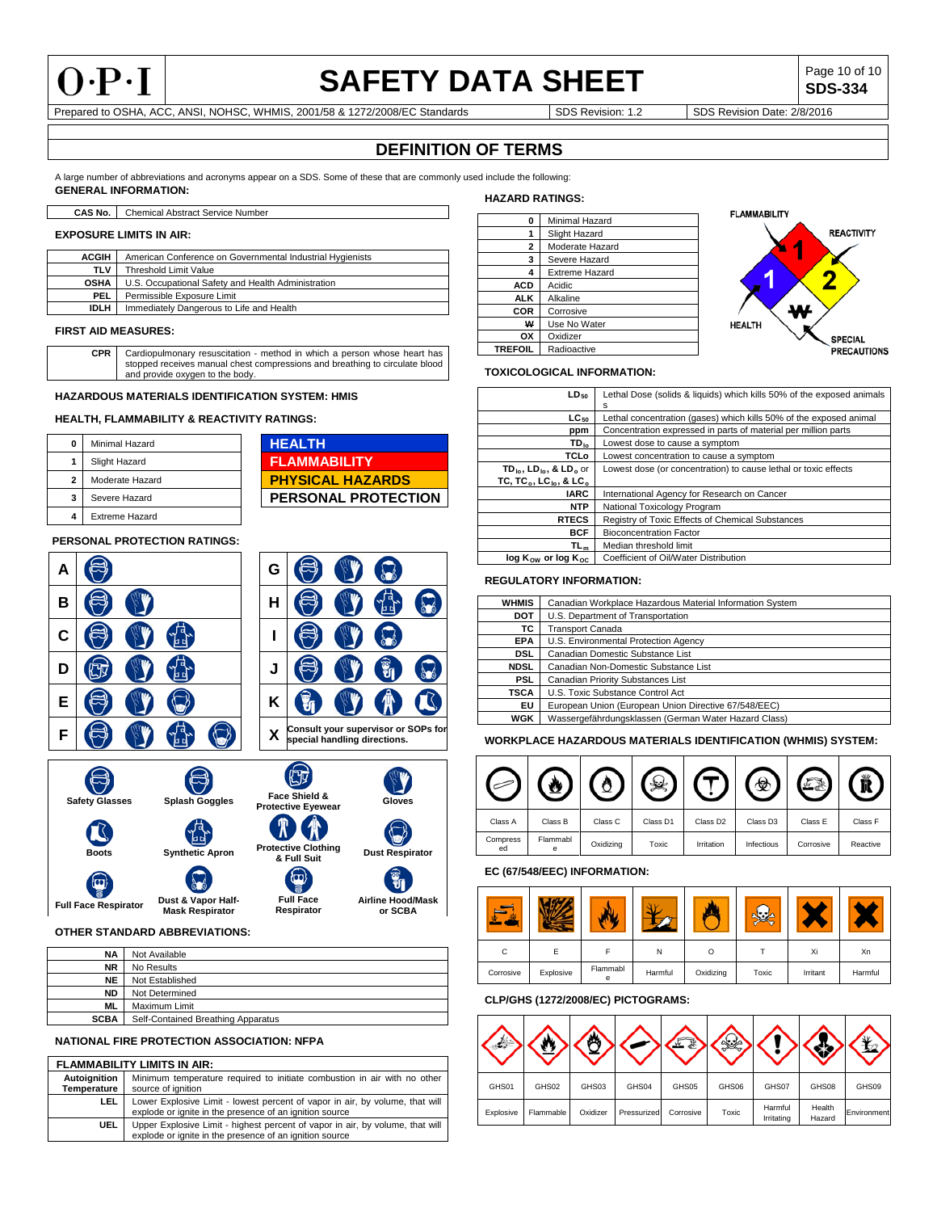# SAFETY DATA SHEET

Prepared to OSHA, ACC, ANSI, NOHSC, WHMIS, 2001/58 & 1272/2008/EC Standards | SDS Revision: 1.2 | SDS Revision Date: 2/8/2016

SDS-334

## DEFINITION OF TERMS

A large number of abbreviations and acronyms appear on a SDS. Some of these that are commonly used include the following:

### GENERAL INFORMATION:

| | |
|---|---|
| CAS No. | Chemical Abstract Service Number |

### EXPOSURE LIMITS IN AIR:

| | |
|---|---|
| ACGIH | American Conference on Governmental Industrial Hygienists |
| TLV | Threshold Limit Value |
| OSHA | U.S. Occupational Safety and Health Administration |
| PEL | Permissible Exposure Limit |
| IDLH | Immediately Dangerous to Life and Health |

### FIRST AID MEASURES:

| | |
|---|---|
| CPR | Cardiopulmonary resuscitation - method in which a person whose heart has stopped receives manual chest compressions and breathing to circulate blood and provide oxygen to the body. |

### HAZARDOUS MATERIALS IDENTIFICATION SYSTEM: HMIS

### HEALTH, FLAMMABILITY & REACTIVITY RATINGS:

| | |
|---|---|
| 0 | Minimal Hazard |
| 1 | Slight Hazard |
| 2 | Moderate Hazard |
| 3 | Severe Hazard |
| 4 | Extreme Hazard |

HEALTH
FLAMMABILITY
PHYSICAL HAZARDS
PERSONAL PROTECTION

### PERSONAL PROTECTION RATINGS:

A, B, C, D, E, F, G, H, I, J, K

X — Consult your supervisor or SOPs for special handling directions.

Safety Glasses, Splash Goggles, Face Shield & Protective Eyewear, Gloves, Boots, Synthetic Apron, Protective Clothing & Full Suit, Dust Respirator, Full Face Respirator, Dust & Vapor Half-Mask Respirator, Full Face Respirator, Airline Hood/Mask or SCBA

### OTHER STANDARD ABBREVIATIONS:

| | |
|---|---|
| NA | Not Available |
| NR | No Results |
| NE | Not Established |
| ND | Not Determined |
| ML | Maximum Limit |
| SCBA | Self-Contained Breathing Apparatus |

### NATIONAL FIRE PROTECTION ASSOCIATION: NFPA

| FLAMMABILITY LIMITS IN AIR: | |
|---|---|
| Autoignition Temperature | Minimum temperature required to initiate combustion in air with no other source of ignition |
| LEL | Lower Explosive Limit - lowest percent of vapor in air, by volume, that will explode or ignite in the presence of an ignition source |
| UEL | Upper Explosive Limit - highest percent of vapor in air, by volume, that will explode or ignite in the presence of an ignition source |

### HAZARD RATINGS:

| | |
|---|---|
| 0 | Minimal Hazard |
| 1 | Slight Hazard |
| 2 | Moderate Hazard |
| 3 | Severe Hazard |
| 4 | Extreme Hazard |
| ACD | Acidic |
| ALK | Alkaline |
| COR | Corrosive |
| W̶ | Use No Water |
| OX | Oxidizer |
| TREFOIL | Radioactive |

FLAMMABILITY
REACTIVITY
HEALTH
SPECIAL PRECAUTIONS

### TOXICOLOGICAL INFORMATION:

| | |
|---|---|
| $LD_{50}$ | Lethal Dose (solids & liquids) which kills 50% of the exposed animals |
| $LC_{50}$ | Lethal concentration (gases) which kills 50% of the exposed animal |
| ppm | Concentration expressed in parts of material per million parts |
| $TD_{lo}$ | Lowest dose to cause a symptom |
| TCLo | Lowest concentration to cause a symptom |
| $TD_{lo}$, $LD_{lo}$, & $LD_o$ or TC, $TC_o$, $LC_{lo}$, & $LC_o$ | Lowest dose (or concentration) to cause lethal or toxic effects |
| IARC | International Agency for Research on Cancer |
| NTP | National Toxicology Program |
| RTECS | Registry of Toxic Effects of Chemical Substances |
| BCF | Bioconcentration Factor |
| $TL_m$ | Median threshold limit |
| log $K_{OW}$ or log $K_{OC}$ | Coefficient of Oil/Water Distribution |

### REGULATORY INFORMATION:

| | |
|---|---|
| WHMIS | Canadian Workplace Hazardous Material Information System |
| DOT | U.S. Department of Transportation |
| TC | Transport Canada |
| EPA | U.S. Environmental Protection Agency |
| DSL | Canadian Domestic Substance List |
| NDSL | Canadian Non-Domestic Substance List |
| PSL | Canadian Priority Substances List |
| TSCA | U.S. Toxic Substance Control Act |
| EU | European Union (European Union Directive 67/548/EEC) |
| WGK | Wassergefährdungsklassen (German Water Hazard Class) |

### WORKPLACE HAZARDOUS MATERIALS IDENTIFICATION (WHMIS) SYSTEM:

| Class A | Class B | Class C | Class D1 | Class D2 | Class D3 | Class E | Class F |
|---|---|---|---|---|---|---|---|
| Compressed | Flammable | Oxidizing | Toxic | Irritation | Infectious | Corrosive | Reactive |

### EC (67/548/EEC) INFORMATION:

| C | E | F | N | O | T | Xi | Xn |
|---|---|---|---|---|---|---|---|
| Corrosive | Explosive | Flammable | Harmful | Oxidizing | Toxic | Irritant | Harmful |

### CLP/GHS (1272/2008/EC) PICTOGRAMS:

| GHS01 | GHS02 | GHS03 | GHS04 | GHS05 | GHS06 | GHS07 | GHS08 | GHS09 |
|---|---|---|---|---|---|---|---|---|
| Explosive | Flammable | Oxidizer | Pressurized | Corrosive | Toxic | Harmful Irritating | Health Hazard | Environment |